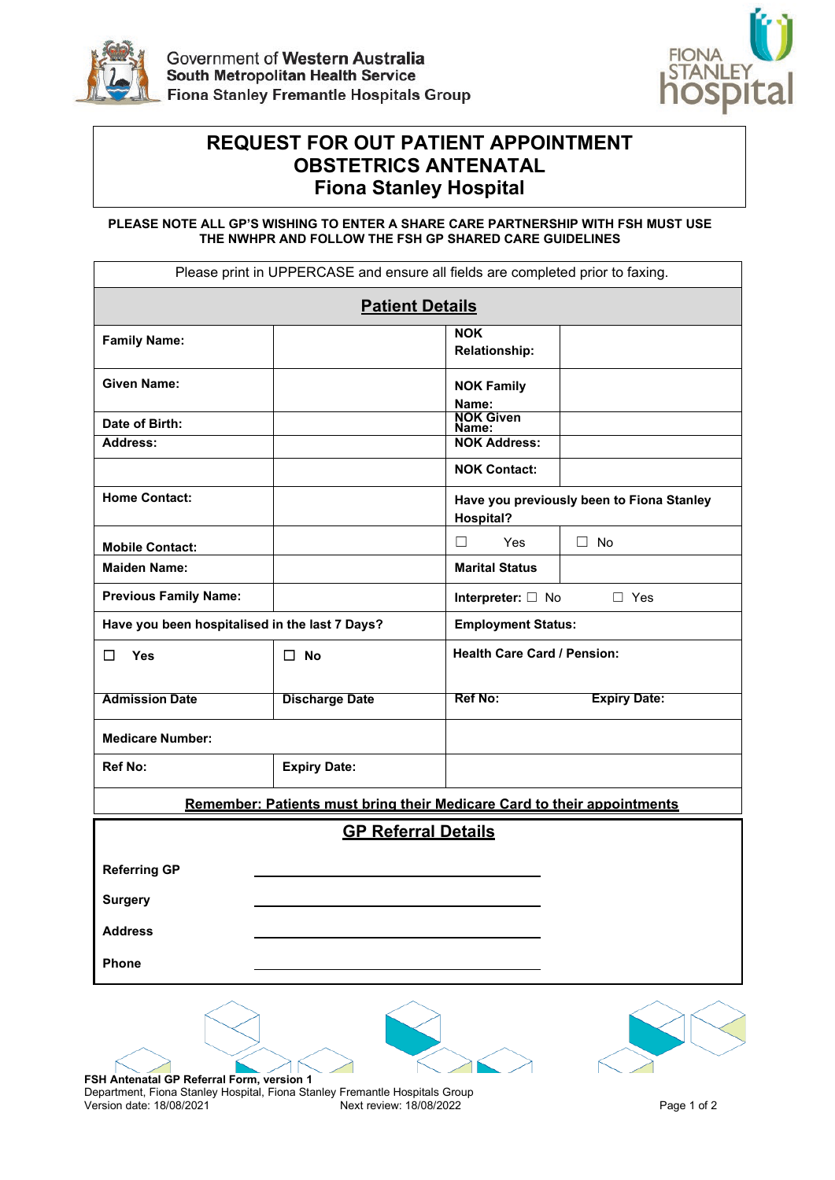Government of Western Australia
South Metropolitan Health Service
Fiona Stanley Fremantle Hospitals Group

# REQUEST FOR OUT PATIENT APPOINTMENT OBSTETRICS ANTENATAL Fiona Stanley Hospital

**PLEASE NOTE ALL GP'S WISHING TO ENTER A SHARE CARE PARTNERSHIP WITH FSH MUST USE THE NWHPR AND FOLLOW THE FSH GP SHARED CARE GUIDELINES**

Please print in UPPERCASE and ensure all fields are completed prior to faxing.

## Patient Details

| | | | |
|---|---|---|---|
| **Family Name:** | | **NOK Relationship:** | |
| **Given Name:** | | **NOK Family Name:** | |
| **Date of Birth:** | | **NOK Given Name:** | |
| **Address:** | | **NOK Address:** | |
| | | **NOK Contact:** | |
| **Home Contact:** | | **Have you previously been to Fiona Stanley Hospital?** | |
| **Mobile Contact:** | | ☐ Yes | ☐ No |
| **Maiden Name:** | | **Marital Status** | |
| **Previous Family Name:** | | **Interpreter:** ☐ No ☐ Yes | |
| **Have you been hospitalised in the last 7 Days?** | | **Employment Status:** | |
| ☐ **Yes** | ☐ **No** | **Health Care Card / Pension:** | |
| **Admission Date** | **Discharge Date** | **Ref No:** | **Expiry Date:** |
| **Medicare Number:** | | | |
| **Ref No:** | **Expiry Date:** | | |

**Remember: Patients must bring their Medicare Card to their appointments**

## GP Referral Details

**Referring GP** ______________________________

**Surgery** ______________________________

**Address** ______________________________

**Phone** ______________________________

**FSH Antenatal GP Referral Form, version 1**
Department, Fiona Stanley Hospital, Fiona Stanley Fremantle Hospitals Group
Version date: 18/08/2021 Next review: 18/08/2022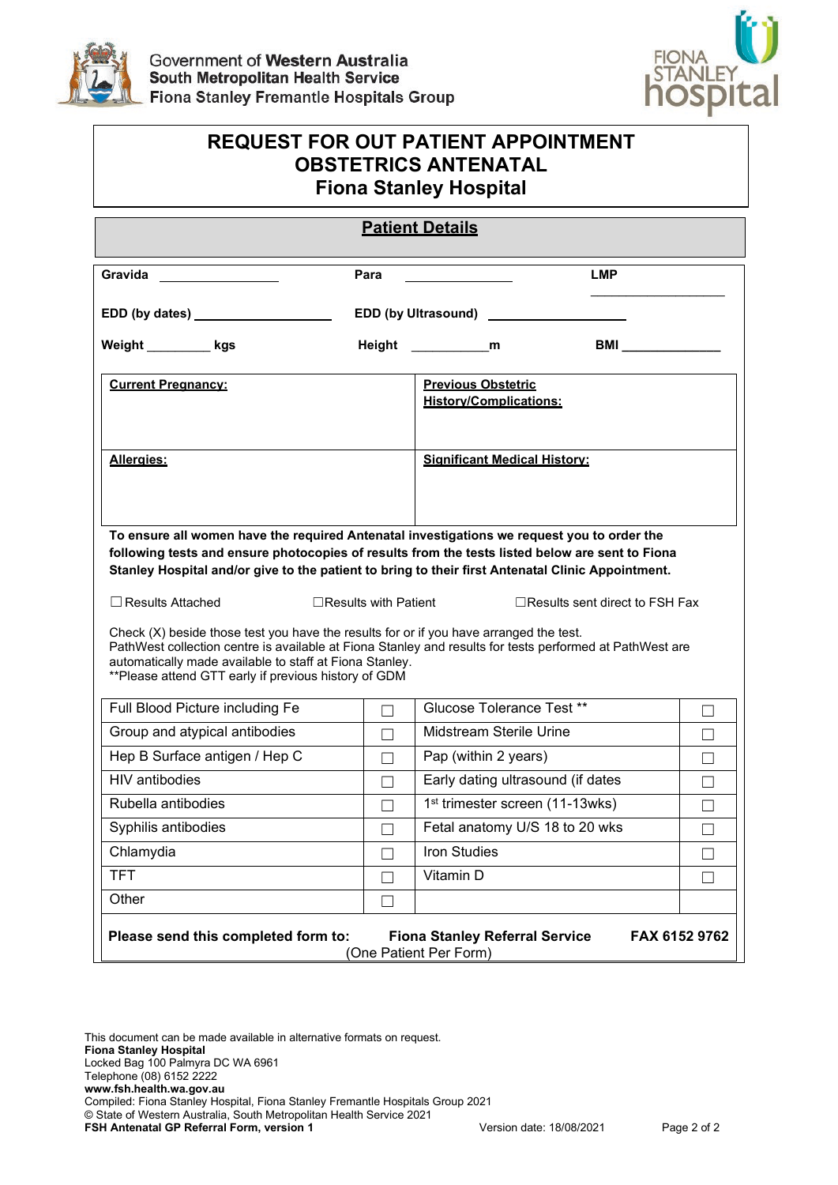Government of **Western Australia**
**South Metropolitan Health Service**
**Fiona Stanley Fremantle Hospitals Group**

# REQUEST FOR OUT PATIENT APPOINTMENT
# OBSTETRICS ANTENATAL
# Fiona Stanley Hospital

## Patient Details

**Gravida** ______________ **Para** ______________ **LMP** ______________

**EDD (by dates)** ______________ **EDD (by Ultrasound)** ______________

**Weight** ________ **kgs** **Height** __________ **m** **BMI** ______________

| | |
|---|---|
| **Current Pregnancy:** | **Previous Obstetric History/Complications:** |
| **Allergies:** | **Significant Medical History:** |

**To ensure all women have the required Antenatal investigations we request you to order the following tests and ensure photocopies of results from the tests listed below are sent to Fiona Stanley Hospital and/or give to the patient to bring to their first Antenatal Clinic Appointment.**

☐ Results Attached ☐ Results with Patient ☐ Results sent direct to FSH Fax

Check (X) beside those test you have the results for or if you have arranged the test.
PathWest collection centre is available at Fiona Stanley and results for tests performed at PathWest are automatically made available to staff at Fiona Stanley.
**Please attend GTT early if previous history of GDM

| | | | |
|---|---|---|---|
| Full Blood Picture including Fe | ☐ | Glucose Tolerance Test ** | ☐ |
| Group and atypical antibodies | ☐ | Midstream Sterile Urine | ☐ |
| Hep B Surface antigen / Hep C | ☐ | Pap (within 2 years) | ☐ |
| HIV antibodies | ☐ | Early dating ultrasound (if dates | ☐ |
| Rubella antibodies | ☐ | 1st trimester screen (11-13wks) | ☐ |
| Syphilis antibodies | ☐ | Fetal anatomy U/S 18 to 20 wks | ☐ |
| Chlamydia | ☐ | Iron Studies | ☐ |
| TFT | ☐ | Vitamin D | ☐ |
| Other | ☐ | | |

**Please send this completed form to: Fiona Stanley Referral Service FAX 6152 9762**
(One Patient Per Form)

This document can be made available in alternative formats on request.
**Fiona Stanley Hospital**
Locked Bag 100 Palmyra DC WA 6961
Telephone (08) 6152 2222
**www.fsh.health.wa.gov.au**
Compiled: Fiona Stanley Hospital, Fiona Stanley Fremantle Hospitals Group 2021
© State of Western Australia, South Metropolitan Health Service 2021
**FSH Antenatal GP Referral Form, version 1** Version date: 18/08/2021